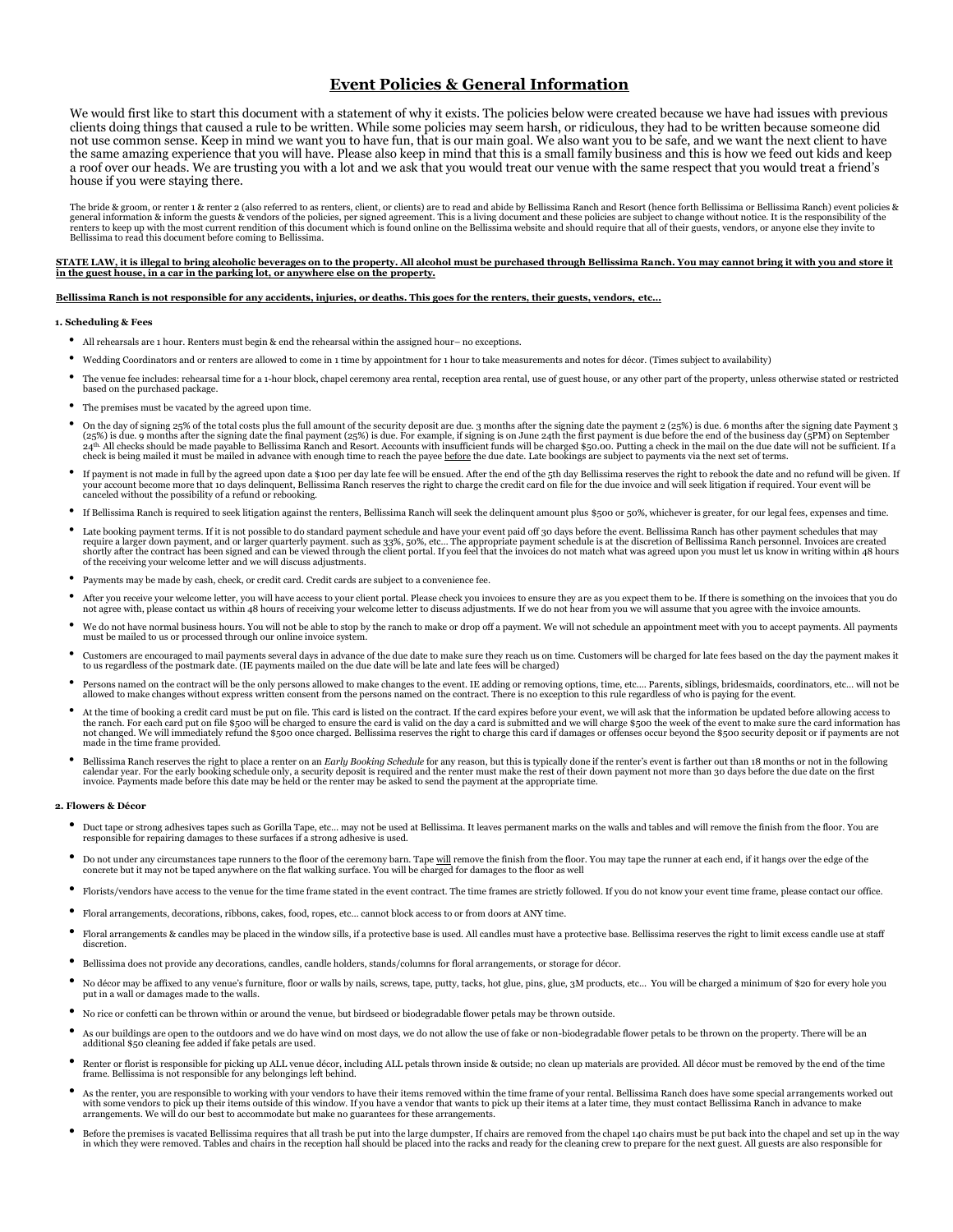# Event Policies & General Information

We would first like to start this document with a statement of why it exists. The policies below were created because we have had issues with previous clients doing things that caused a rule to be written. While some policies may seem harsh, or ridiculous, they had to be written because someone did not use common sense. Keep in mind we want you to have fun, that is our main goal. We also want you to be safe, and we want the next client to have the same amazing experience that you will have. Please also keep in mind that this is a small family business and this is how we feed out kids and keep a roof over our heads. We are trusting you with a lot and we ask that you would treat our venue with the same respect that you would treat a friend's house if you were staying there.

The bride & groom, or renter 1 & renter 2 (also referred to as renters, client, or clients) are to read and abide by Bellissima Ranch and Resort (hence forth Bellissima or Bellissima Ranch) event policies & general information & inform the guests & vendors of the policies, per signed agreement. This is a living document and these policies are subject to change without notice. It is the responsibility of the renters to keep up with the most current rendition of this document which is found online on the Bellissima website and should require that all of their guests, vendors, or anyone else they invite to Bellissima to read this document before coming to Bellissima.

**STATE LAW, it is illegal to bring alcoholic beverages on to the property. All alcohol must be purchased through Bellissima Ranch. You may cannot bring it with you and store it in the guest house, in a car in the parking lot, or anywhere else on the property.**

**Bellissima Ranch is not responsible for any accidents, injuries, or deaths. This goes for the renters, their guests, vendors, etc…**

### 1. Scheduling & Fees

- All rehearsals are 1 hour. Renters must begin & end the rehearsal within the assigned hour– no exceptions.
- Wedding Coordinators and or renters are allowed to come in 1 time by appointment for 1 hour to take measurements and notes for décor. (Times subject to availability)
- The venue fee includes: rehearsal time for a 1-hour block, chapel ceremony area rental, reception area rental, use of guest house, or any other part of the property, unless otherwise stated or restricted based on the purchased package.
- The premises must be vacated by the agreed upon time.
- On the day of signing 25% of the total costs plus the full amount of the security deposit are due. 3 months after the signing date the payment 2 (25%) is due. 6 months after the signing date Payment 3 (25%) is due. 9 months after the signing date the final payment (25%) is due. For example, if signing is on June 24th the first payment is due before the end of the business day (5PM) on September 24th. All checks should be made payable to Bellissima Ranch and Resort. Accounts with insufficient funds will be charged $50.00. Putting a check in the mail on the due date will not be sufficient. If a check is being mailed it must be mailed in advance with enough time to reach the payee before the due date. Late bookings are subject to payments via the next set of terms.
- If payment is not made in full by the agreed upon date a $100 per day late fee will be ensued. After the end of the 5th day Bellissima reserves the right to rebook the date and no refund will be given. If your account become more that 10 days delinquent, Bellissima Ranch reserves the right to charge the credit card on file for the due invoice and will seek litigation if required. Your event will be canceled without the possibility of a refund or rebooking.
- If Bellissima Ranch is required to seek litigation against the renters, Bellissima Ranch will seek the delinquent amount plus $500 or 50%, whichever is greater, for our legal fees, expenses and time.
- Late booking payment terms. If it is not possible to do standard payment schedule and have your event paid off 30 days before the event. Bellissima Ranch has other payment schedules that may require a larger down payment, and or larger quarterly payment. such as 33%, 50%, etc… The appropriate payment schedule is at the discretion of Bellissima Ranch personnel. Invoices are created shortly after the contract has been signed and can be viewed through the client portal. If you feel that the invoices do not match what was agreed upon you must let us know in writing within 48 hours of the receiving your welcome letter and we will discuss adjustments.
- Payments may be made by cash, check, or credit card. Credit cards are subject to a convenience fee.
- After you receive your welcome letter, you will have access to your client portal. Please check you invoices to ensure they are as you expect them to be. If there is something on the invoices that you do not agree with, please contact us within 48 hours of receiving your welcome letter to discuss adjustments. If we do not hear from you we will assume that you agree with the invoice amounts.
- We do not have normal business hours. You will not be able to stop by the ranch to make or drop off a payment. We will not schedule an appointment meet with you to accept payments. All payments must be mailed to us or processed through our online invoice system.
- Customers are encouraged to mail payments several days in advance of the due date to make sure they reach us on time. Customers will be charged for late fees based on the day the payment makes it to us regardless of the postmark date. (IE payments mailed on the due date will be late and late fees will be charged)
- Persons named on the contract will be the only persons allowed to make changes to the event. IE adding or removing options, time, etc…. Parents, siblings, bridesmaids, coordinators, etc… will not be allowed to make changes without express written consent from the persons named on the contract. There is no exception to this rule regardless of who is paying for the event.
- At the time of booking a credit card must be put on file. This card is listed on the contract. If the card expires before your event, we will ask that the information be updated before allowing access to the ranch. For each card put on file $500 will be charged to ensure the card is valid on the day a card is submitted and we will charge $500 the week of the event to make sure the card information has not changed. We will immediately refund the $500 once charged. Bellissima reserves the right to charge this card if damages or offenses occur beyond the $500 security deposit or if payments are not made in the time frame provided.
- Bellissima Ranch reserves the right to place a renter on an *Early Booking Schedule* for any reason, but this is typically done if the renter's event is farther out than 18 months or not in the following calendar year. For the early booking schedule only, a security deposit is required and the renter must make the rest of their down payment not more than 30 days before the due date on the first invoice. Payments made before this date may be held or the renter may be asked to send the payment at the appropriate time.

### 2. Flowers & Décor

- Duct tape or strong adhesives tapes such as Gorilla Tape, etc… may not be used at Bellissima. It leaves permanent marks on the walls and tables and will remove the finish from the floor. You are responsible for repairing damages to these surfaces if a strong adhesive is used.
- Do not under any circumstances tape runners to the floor of the ceremony barn. Tape will remove the finish from the floor. You may tape the runner at each end, if it hangs over the edge of the concrete but it may not be taped anywhere on the flat walking surface. You will be charged for damages to the floor as well
- Florists/vendors have access to the venue for the time frame stated in the event contract. The time frames are strictly followed. If you do not know your event time frame, please contact our office.
- Floral arrangements, decorations, ribbons, cakes, food, ropes, etc… cannot block access to or from doors at ANY time.
- Floral arrangements & candles may be placed in the window sills, if a protective base is used. All candles must have a protective base. Bellissima reserves the right to limit excess candle use at staff discretion.
- Bellissima does not provide any decorations, candles, candle holders, stands/columns for floral arrangements, or storage for décor.
- No décor may be affixed to any venue's furniture, floor or walls by nails, screws, tape, putty, tacks, hot glue, pins, glue, 3M products, etc… You will be charged a minimum of $20 for every hole you put in a wall or damages made to the walls.
- No rice or confetti can be thrown within or around the venue, but birdseed or biodegradable flower petals may be thrown outside.
- As our buildings are open to the outdoors and we do have wind on most days, we do not allow the use of fake or non-biodegradable flower petals to be thrown on the property. There will be an additional $50 cleaning fee added if fake petals are used.
- Renter or florist is responsible for picking up ALL venue décor, including ALL petals thrown inside & outside; no clean up materials are provided. All décor must be removed by the end of the time frame. Bellissima is not responsible for any belongings left behind.
- As the renter, you are responsible to working with your vendors to have their items removed within the time frame of your rental. Bellissima Ranch does have some special arrangements worked out with some vendors to pick up their items outside of this window. If you have a vendor that wants to pick up their items at a later time, they must contact Bellissima Ranch in advance to make arrangements. We will do our best to accommodate but make no guarantees for these arrangements.
- Before the premises is vacated Bellissima requires that all trash be put into the large dumpster, If chairs are removed from the chapel 140 chairs must be put back into the chapel and set up in the way in which they were removed. Tables and chairs in the reception hall should be placed into the racks and ready for the cleaning crew to prepare for the next guest. All guests are also responsible for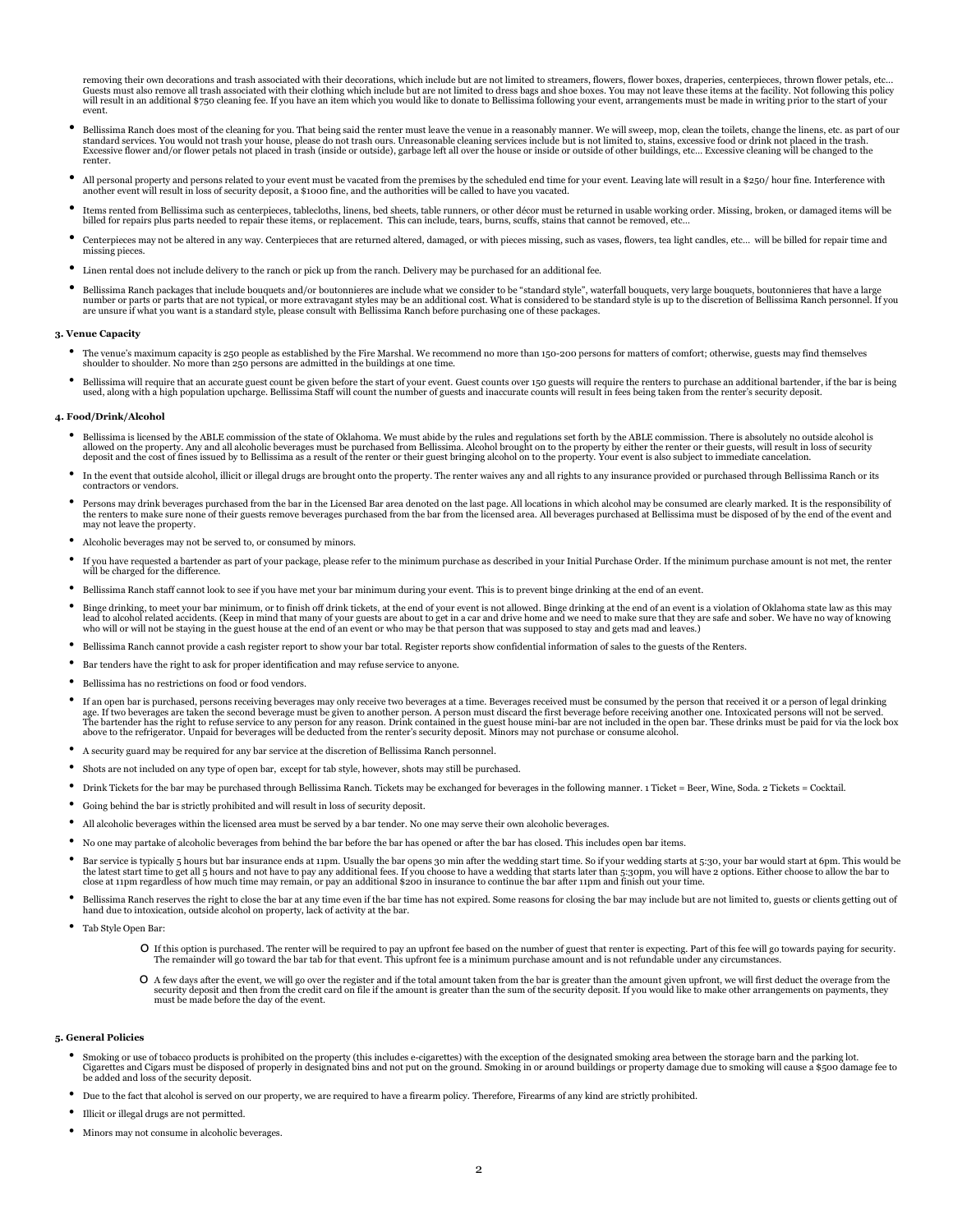removing their own decorations and trash associated with their decorations, which include but are not limited to streamers, flowers, flower boxes, draperies, centerpieces, thrown flower petals, etc… Guests must also remove all trash associated with their clothing which include but are not limited to dress bags and shoe boxes. You may not leave these items at the facility. Not following this policy will result in an additional $750 cleaning fee. If you have an item which you would like to donate to Bellissima following your event, arrangements must be made in writing prior to the start of your event.

- Bellissima Ranch does most of the cleaning for you. That being said the renter must leave the venue in a reasonably manner. We will sweep, mop, clean the toilets, change the linens, etc. as part of our standard services. You would not trash your house, please do not trash ours. Unreasonable cleaning services include but is not limited to, stains, excessive food or drink not placed in the trash. Excessive flower and/or flower petals not placed in trash (inside or outside), garbage left all over the house or inside or outside of other buildings, etc… Excessive cleaning will be changed to the renter.
- All personal property and persons related to your event must be vacated from the premises by the scheduled end time for your event. Leaving late will result in a $250/ hour fine. Interference with another event will result in loss of security deposit, a $1000 fine, and the authorities will be called to have you vacated.
- Items rented from Bellissima such as centerpieces, tablecloths, linens, bed sheets, table runners, or other décor must be returned in usable working order. Missing, broken, or damaged items will be billed for repairs plus parts needed to repair these items, or replacement. This can include, tears, burns, scuffs, stains that cannot be removed, etc…
- Centerpieces may not be altered in any way. Centerpieces that are returned altered, damaged, or with pieces missing, such as vases, flowers, tea light candles, etc… will be billed for repair time and missing pieces.
- Linen rental does not include delivery to the ranch or pick up from the ranch. Delivery may be purchased for an additional fee.
- Bellissima Ranch packages that include bouquets and/or boutonnieres are include what we consider to be "standard style", waterfall bouquets, very large bouquets, boutonnieres that have a large number or parts or parts that are not typical, or more extravagant styles may be an additional cost. What is considered to be standard style is up to the discretion of Bellissima Ranch personnel. If you are unsure if what you want is a standard style, please consult with Bellissima Ranch before purchasing one of these packages.

#### 3. Venue Capacity

- The venue's maximum capacity is 250 people as established by the Fire Marshal. We recommend no more than 150-200 persons for matters of comfort; otherwise, guests may find themselves shoulder to shoulder. No more than 250 persons are admitted in the buildings at one time.
- Bellissima will require that an accurate guest count be given before the start of your event. Guest counts over 150 guests will require the renters to purchase an additional bartender, if the bar is being used, along with a high population upcharge. Bellissima Staff will count the number of guests and inaccurate counts will result in fees being taken from the renter's security deposit.

#### 4. Food/Drink/Alcohol

- Bellissima is licensed by the ABLE commission of the state of Oklahoma. We must abide by the rules and regulations set forth by the ABLE commission. There is absolutely no outside alcohol is allowed on the property. Any and all alcoholic beverages must be purchased from Bellissima. Alcohol brought on to the property by either the renter or their guests, will result in loss of security deposit and the cost of fines issued by to Bellissima as a result of the renter or their guest bringing alcohol on to the property. Your event is also subject to immediate cancelation.
- In the event that outside alcohol, illicit or illegal drugs are brought onto the property. The renter waives any and all rights to any insurance provided or purchased through Bellissima Ranch or its contractors or vendors.
- Persons may drink beverages purchased from the bar in the Licensed Bar area denoted on the last page. All locations in which alcohol may be consumed are clearly marked. It is the responsibility of the renters to make sure none of their guests remove beverages purchased from the bar from the licensed area. All beverages purchased at Bellissima must be disposed of by the end of the event and may not leave the property.
- Alcoholic beverages may not be served to, or consumed by minors.
- If you have requested a bartender as part of your package, please refer to the minimum purchase as described in your Initial Purchase Order. If the minimum purchase amount is not met, the renter will be charged for the difference.
- Bellissima Ranch staff cannot look to see if you have met your bar minimum during your event. This is to prevent binge drinking at the end of an event.
- Binge drinking, to meet your bar minimum, or to finish off drink tickets, at the end of your event is not allowed. Binge drinking at the end of an event is a violation of Oklahoma state law as this may lead to alcohol related accidents. (Keep in mind that many of your guests are about to get in a car and drive home and we need to make sure that they are safe and sober. We have no way of knowing who will or will not be staying in the guest house at the end of an event or who may be that person that was supposed to stay and gets mad and leaves.)
- Bellissima Ranch cannot provide a cash register report to show your bar total. Register reports show confidential information of sales to the guests of the Renters.
- Bar tenders have the right to ask for proper identification and may refuse service to anyone.
- Bellissima has no restrictions on food or food vendors.
- If an open bar is purchased, persons receiving beverages may only receive two beverages at a time. Beverages received must be consumed by the person that received it or a person of legal drinking age. If two beverages are taken the second beverage must be given to another person. A person must discard the first beverage before receiving another one. Intoxicated persons will not be served. The bartender has the right to refuse service to any person for any reason. Drink contained in the guest house mini-bar are not included in the open bar. These drinks must be paid for via the lock box above to the refrigerator. Unpaid for beverages will be deducted from the renter's security deposit. Minors may not purchase or consume alcohol.
- A security guard may be required for any bar service at the discretion of Bellissima Ranch personnel.
- Shots are not included on any type of open bar, except for tab style, however, shots may still be purchased.
- Drink Tickets for the bar may be purchased through Bellissima Ranch. Tickets may be exchanged for beverages in the following manner. 1 Ticket = Beer, Wine, Soda. 2 Tickets = Cocktail.
- Going behind the bar is strictly prohibited and will result in loss of security deposit.
- All alcoholic beverages within the licensed area must be served by a bar tender. No one may serve their own alcoholic beverages.
- No one may partake of alcoholic beverages from behind the bar before the bar has opened or after the bar has closed. This includes open bar items.
- Bar service is typically 5 hours but bar insurance ends at 11pm. Usually the bar opens 30 min after the wedding start time. So if your wedding starts at 5:30, your bar would start at 6pm. This would be the latest start time to get all 5 hours and not have to pay any additional fees. If you choose to have a wedding that starts later than 5:30pm, you will have 2 options. Either choose to allow the bar to close at 11pm regardless of how much time may remain, or pay an additional $200 in insurance to continue the bar after 11pm and finish out your time.
- Bellissima Ranch reserves the right to close the bar at any time even if the bar time has not expired. Some reasons for closing the bar may include but are not limited to, guests or clients getting out of hand due to intoxication, outside alcohol on property, lack of activity at the bar.
- Tab Style Open Bar:
  - If this option is purchased. The renter will be required to pay an upfront fee based on the number of guest that renter is expecting. Part of this fee will go towards paying for security. The remainder will go toward the bar tab for that event. This upfront fee is a minimum purchase amount and is not refundable under any circumstances.
  - A few days after the event, we will go over the register and if the total amount taken from the bar is greater than the amount given upfront, we will first deduct the overage from the security deposit and then from the credit card on file if the amount is greater than the sum of the security deposit. If you would like to make other arrangements on payments, they must be made before the day of the event.

#### 5. General Policies

- Smoking or use of tobacco products is prohibited on the property (this includes e-cigarettes) with the exception of the designated smoking area between the storage barn and the parking lot. Cigarettes and Cigars must be disposed of properly in designated bins and not put on the ground. Smoking in or around buildings or property damage due to smoking will cause a $500 damage fee to be added and loss of the security deposit.
- Due to the fact that alcohol is served on our property, we are required to have a firearm policy. Therefore, Firearms of any kind are strictly prohibited.
- Illicit or illegal drugs are not permitted.
- Minors may not consume in alcoholic beverages.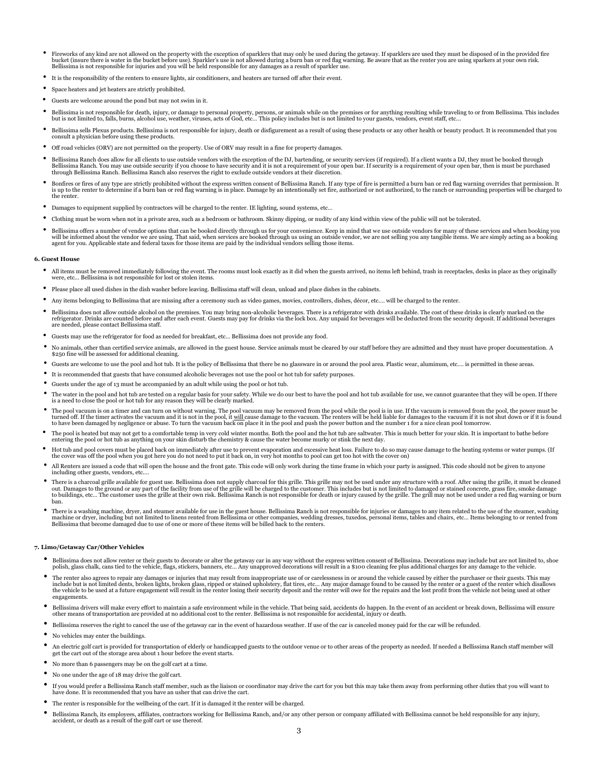- Fireworks of any kind are not allowed on the property with the exception of sparklers that may only be used during the getaway. If sparklers are used they must be disposed of in the provided fire bucket (insure there is water in the bucket before use). Sparkler's use is not allowed during a burn ban or red flag warning. Be aware that as the renter you are using sparkers at your own risk. Bellissima is not responsible for injuries and you will be held responsible for any damages as a result of sparkler use.
- It is the responsibility of the renters to ensure lights, air conditioners, and heaters are turned off after their event.
- Space heaters and jet heaters are strictly prohibited.
- Guests are welcome around the pond but may not swim in it.
- Bellissima is not responsible for death, injury, or damage to personal property, persons, or animals while on the premises or for anything resulting while traveling to or from Bellissima. This includes but is not limited to, falls, burns, alcohol use, weather, viruses, acts of God, etc… This policy includes but is not limited to your guests, vendors, event staff, etc…
- Bellissima sells Plexus products. Bellissima is not responsible for injury, death or disfigurement as a result of using these products or any other health or beauty product. It is recommended that you consult a physician before using these products.
- Off road vehicles (ORV) are not permitted on the property. Use of ORV may result in a fine for property damages.
- Bellissima Ranch does allow for all clients to use outside vendors with the exception of the DJ, bartending, or security services (if required). If a client wants a DJ, they must be booked through Bellissima Ranch. You may use outside security if you choose to have security and it is not a requirement of your open bar. If security is a requirement of your open bar, then is must be purchased through Bellissima Ranch. Bellissima Ranch also reserves the right to exclude outside vendors at their discretion.
- Bonfires or fires of any type are strictly prohibited without the express written consent of Bellissima Ranch. If any type of fire is permitted a burn ban or red flag warning overrides that permission. It is up to the renter to determine if a burn ban or red flag warning is in place. Damage by an intentionally set fire, authorized or not authorized, to the ranch or surrounding properties will be charged to the renter.
- Damages to equipment supplied by contractors will be charged to the renter. IE lighting, sound systems, etc…
- Clothing must be worn when not in a private area, such as a bedroom or bathroom. Skinny dipping, or nudity of any kind within view of the public will not be tolerated.
- Bellissima offers a number of vendor options that can be booked directly through us for your convenience. Keep in mind that we use outside vendors for many of these services and when booking you will be informed about the vendor we are using. That said, when services are booked through us using an outside vendor, we are not selling you any tangible items. We are simply acting as a booking agent for you. Applicable state and federal taxes for those items are paid by the individual vendors selling those items.

**6. Guest House**

- All items must be removed immediately following the event. The rooms must look exactly as it did when the guests arrived, no items left behind, trash in receptacles, desks in place as they originally were, etc… Bellissima is not responsible for lost or stolen items.
- Please place all used dishes in the dish washer before leaving. Bellissima staff will clean, unload and place dishes in the cabinets.
- Any items belonging to Bellissima that are missing after a ceremony such as video games, movies, controllers, dishes, décor, etc…. will be charged to the renter.
- Bellissima does not allow outside alcohol on the premises. You may bring non-alcoholic beverages. There is a refrigerator with drinks available. The cost of these drinks is clearly marked on the refrigerator. Drinks are counted before and after each event. Guests may pay for drinks via the lock box. Any unpaid for beverages will be deducted from the security deposit. If additional beverages are needed, please contact Bellissima staff.
- Guests may use the refrigerator for food as needed for breakfast, etc… Bellissima does not provide any food.
- No animals, other than certified service animals, are allowed in the guest house. Service animals must be cleared by our staff before they are admitted and they must have proper documentation. A $250 fine will be assessed for additional cleaning.
- Guests are welcome to use the pool and hot tub. It is the policy of Bellissima that there be no glassware in or around the pool area. Plastic wear, aluminum, etc…. is permitted in these areas.
- It is recommended that guests that have consumed alcoholic beverages not use the pool or hot tub for safety purposes.
- Guests under the age of 13 must be accompanied by an adult while using the pool or hot tub.
- The water in the pool and hot tub are tested on a regular basis for your safety. While we do our best to have the pool and hot tub available for use, we cannot guarantee that they will be open. If there is a need to close the pool or hot tub for any reason they will be clearly marked.
- The pool vacuum is on a timer and can turn on without warning. The pool vacuum may be removed from the pool while the pool is in use. If the vacuum is removed from the pool, the power must be turned off. If the timer activates the vacuum and it is not in the pool, it <u>will</u> cause damage to the vacuum. The renters will be held liable for damages to the vacuum if it is not shut down or if it is found to have been damaged by negligence or abuse. To turn the vacuum back on place it in the pool and push the power button and the number 1 for a nice clean pool tomorrow.
- The pool is heated but may not get to a comfortable temp in very cold winter months. Both the pool and the hot tub are saltwater. This is much better for your skin. It is important to bathe before entering the pool or hot tub as anything on your skin disturb the chemistry & cause the water become murky or stink the next day.
- Hot tub and pool covers must be placed back on immediately after use to prevent evaporation and excessive heat loss. Failure to do so may cause damage to the heating systems or water pumps. (If the cover was off the pool when you got here you do not need to put it back on, in very hot months to pool can get too hot with the cover on)
- All Renters are issued a code that will open the house and the front gate. This code will only work during the time frame in which your party is assigned. This code should not be given to anyone including other guests, vendors, etc….
- There is a charcoal grille available for guest use. Bellissima does not supply charcoal for this grille. This grille may not be used under any structure with a roof. After using the grille, it must be cleaned out. Damages to the ground or any part of the facility from use of the grille will be charged to the customer. This includes but is not limited to damaged or stained concrete, grass fire, smoke damage to buildings, etc… The customer uses the grille at their own risk. Bellissima Ranch is not responsible for death or injury caused by the grille. The grill may not be used under a red flag warning or burn ban.
- There is a washing machine, dryer, and steamer available for use in the guest house. Bellissima Ranch is not responsible for injuries or damages to any item related to the use of the steamer, washing machine or dryer, including but not limited to linens rented from Bellissima or other companies, wedding dresses, tuxedos, personal items, tables and chairs, etc… Items belonging to or rented from Bellissima that become damaged due to use of one or more of these items will be billed back to the renters.

**7. Limo/Getaway Car/Other Vehicles**

- Bellissima does not allow renter or their guests to decorate or alter the getaway car in any way without the express written consent of Bellissima. Decorations may include but are not limited to, shoe polish, glass chalk, cans tied to the vehicle, flags, stickers, banners, etc… Any unapproved decorations will result in a $100 cleaning fee plus additional charges for any damage to the vehicle.
- The renter also agrees to repair any damages or injuries that may result from inappropriate use of or carelessness in or around the vehicle caused by either the purchaser or their guests. This may include but is not limited dents, broken lights, broken glass, ripped or stained upholstery, flat tires, etc… Any major damage found to be caused by the renter or a guest of the renter which disallows the vehicle to be used at a future engagement will result in the renter losing their security deposit and the renter will owe for the repairs and the lost profit from the vehicle not being used at other engagements.
- Bellissima drivers will make every effort to maintain a safe environment while in the vehicle. That being said, accidents do happen. In the event of an accident or break down, Bellissima will ensure other means of transportation are provided at no additional cost to the renter. Bellissima is not responsible for accidental, injury or death.
- Bellissima reserves the right to cancel the use of the getaway car in the event of hazardous weather. If use of the car is canceled money paid for the car will be refunded.
- No vehicles may enter the buildings.
- An electric golf cart is provided for transportation of elderly or handicapped guests to the outdoor venue or to other areas of the property as needed. If needed a Bellissima Ranch staff member will get the cart out of the storage area about 1 hour before the event starts.
- No more than 6 passengers may be on the golf cart at a time.
- No one under the age of 18 may drive the golf cart.
- If you would prefer a Bellissima Ranch staff member, such as the liaison or coordinator may drive the cart for you but this may take them away from performing other duties that you will want to have done. It is recommended that you have an usher that can drive the cart.
- The renter is responsible for the wellbeing of the cart. If it is damaged it the renter will be charged.
- Bellissima Ranch, its employees, affiliates, contractors working for Bellissima Ranch, and/or any other person or company affiliated with Bellissima cannot be held responsible for any injury, accident, or death as a result of the golf cart or use thereof.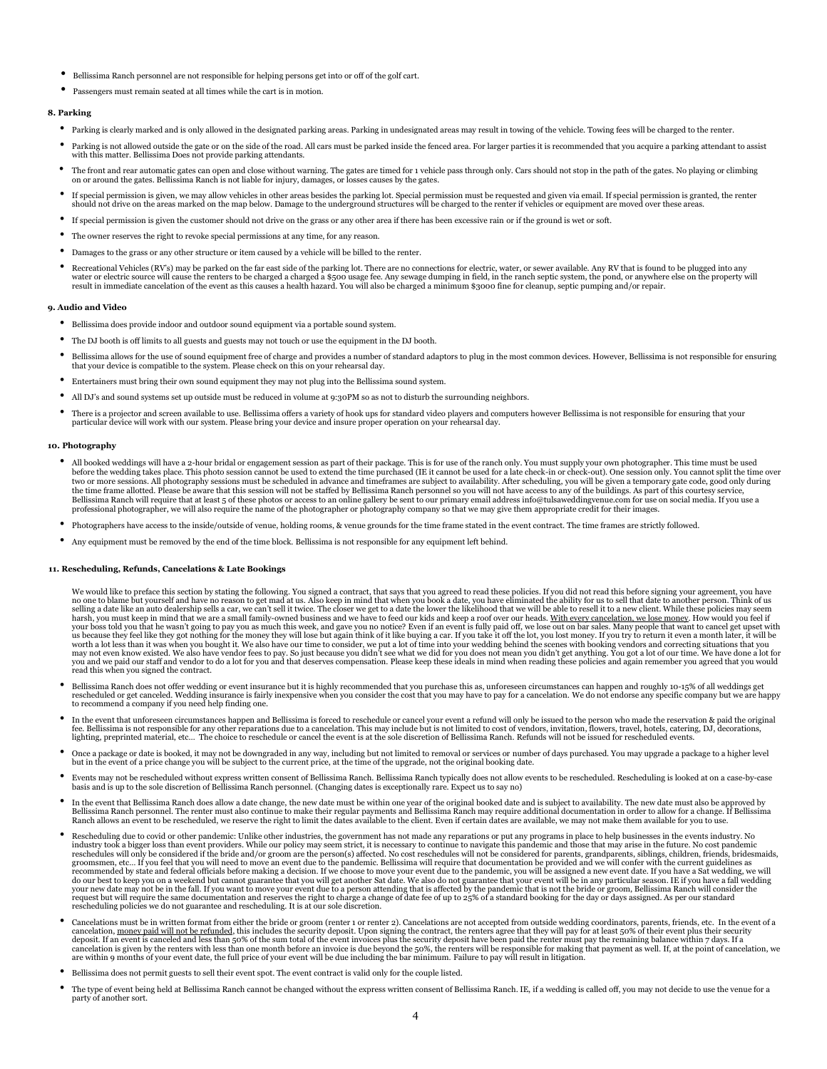- Bellissima Ranch personnel are not responsible for helping persons get into or off of the golf cart.
- Passengers must remain seated at all times while the cart is in motion.

**8. Parking**

- Parking is clearly marked and is only allowed in the designated parking areas. Parking in undesignated areas may result in towing of the vehicle. Towing fees will be charged to the renter.
- Parking is not allowed outside the gate or on the side of the road. All cars must be parked inside the fenced area. For larger parties it is recommended that you acquire a parking attendant to assist with this matter. Bellissima Does not provide parking attendants.
- The front and rear automatic gates can open and close without warning. The gates are timed for 1 vehicle pass through only. Cars should not stop in the path of the gates. No playing or climbing on or around the gates. Bellissima Ranch is not liable for injury, damages, or losses causes by the gates.
- If special permission is given, we may allow vehicles in other areas besides the parking lot. Special permission must be requested and given via email. If special permission is granted, the renter should not drive on the areas marked on the map below. Damage to the underground structures will be charged to the renter if vehicles or equipment are moved over these areas.
- If special permission is given the customer should not drive on the grass or any other area if there has been excessive rain or if the ground is wet or soft.
- The owner reserves the right to revoke special permissions at any time, for any reason.
- Damages to the grass or any other structure or item caused by a vehicle will be billed to the renter.
- Recreational Vehicles (RV's) may be parked on the far east side of the parking lot. There are no connections for electric, water, or sewer available. Any RV that is found to be plugged into any water or electric source will cause the renters to be charged a charged a $500 usage fee. Any sewage dumping in field, in the ranch septic system, the pond, or anywhere else on the property will result in immediate cancelation of the event as this causes a health hazard. You will also be charged a minimum $3000 fine for cleanup, septic pumping and/or repair.

**9. Audio and Video**

- Bellissima does provide indoor and outdoor sound equipment via a portable sound system.
- The DJ booth is off limits to all guests and guests may not touch or use the equipment in the DJ booth.
- Bellissima allows for the use of sound equipment free of charge and provides a number of standard adaptors to plug in the most common devices. However, Bellissima is not responsible for ensuring that your device is compatible to the system. Please check on this on your rehearsal day.
- Entertainers must bring their own sound equipment they may not plug into the Bellissima sound system.
- All DJ's and sound systems set up outside must be reduced in volume at 9:30PM so as not to disturb the surrounding neighbors.
- There is a projector and screen available to use. Bellissima offers a variety of hook ups for standard video players and computers however Bellissima is not responsible for ensuring that your particular device will work with our system. Please bring your device and insure proper operation on your rehearsal day.

**10. Photography**

- All booked weddings will have a 2-hour bridal or engagement session as part of their package. This is for use of the ranch only. You must supply your own photographer. This time must be used before the wedding takes place. This photo session cannot be used to extend the time purchased (IE it cannot be used for a late check-in or check-out). One session only. You cannot split the time over two or more sessions. All photography sessions must be scheduled in advance and timeframes are subject to availability. After scheduling, you will be given a temporary gate code, good only during the time frame allotted. Please be aware that this session will not be staffed by Bellissima Ranch personnel so you will not have access to any of the buildings. As part of this courtesy service, Bellissima Ranch will require that at least 5 of these photos or access to an online gallery be sent to our primary email address info@tulsaweddingvenue.com for use on social media. If you use a professional photographer, we will also require the name of the photographer or photography company so that we may give them appropriate credit for their images.
- Photographers have access to the inside/outside of venue, holding rooms, & venue grounds for the time frame stated in the event contract. The time frames are strictly followed.
- Any equipment must be removed by the end of the time block. Bellissima is not responsible for any equipment left behind.

**11. Rescheduling, Refunds, Cancelations & Late Bookings**

We would like to preface this section by stating the following. You signed a contract, that says that you agreed to read these policies. If you did not read this before signing your agreement, you have no one to blame but yourself and have no reason to get mad at us. Also keep in mind that when you book a date, you have eliminated the ability for us to sell that date to another person. Think of us selling a date like an auto dealership sells a car, we can't sell it twice. The closer we get to a date the lower the likelihood that we will be able to resell it to a new client. While these policies may seem harsh, you must keep in mind that we are a small family-owned business and we have to feed our kids and keep a roof over our heads. <u>With every cancelation, we lose money</u>. How would you feel if your boss told you that he wasn't going to pay you as much this week, and gave you no notice? Even if an event is fully paid off, we lose out on bar sales. Many people that want to cancel get upset with us because they feel like they got nothing for the money they will lose but again think of it like buying a car. If you take it off the lot, you lost money. If you try to return it even a month later, it will be worth a lot less than it was when you bought it. We also have our time to consider, we put a lot of time into your wedding behind the scenes with booking vendors and correcting situations that you may not even know existed. We also have vendor fees to pay. So just because you didn't see what we did for you does not mean you didn't get anything. You got a lot of our time. We have done a lot for you and we paid our staff and vendor to do a lot for you and that deserves compensation. Please keep these ideals in mind when reading these policies and again remember you agreed that you would read this when you signed the contract.

- Bellissima Ranch does not offer wedding or event insurance but it is highly recommended that you purchase this as, unforeseen circumstances can happen and roughly 10-15% of all weddings get rescheduled or get canceled. Wedding insurance is fairly inexpensive when you consider the cost that you may have to pay for a cancelation. We do not endorse any specific company but we are happy to recommend a company if you need help finding one.
- In the event that unforeseen circumstances happen and Bellissima is forced to reschedule or cancel your event a refund will only be issued to the person who made the reservation & paid the original fee. Bellissima is not responsible for any other reparations due to a cancelation. This may include but is not limited to cost of vendors, invitation, flowers, travel, hotels, catering, DJ, decorations, lighting, preprinted material, etc... The choice to reschedule or cancel the event is at the sole discretion of Bellissima Ranch. Refunds will not be issued for rescheduled events.
- Once a package or date is booked, it may not be downgraded in any way, including but not limited to removal or services or number of days purchased. You may upgrade a package to a higher level but in the event of a price change you will be subject to the current price, at the time of the upgrade, not the original booking date.
- Events may not be rescheduled without express written consent of Bellissima Ranch. Bellissima Ranch typically does not allow events to be rescheduled. Rescheduling is looked at on a case-by-case basis and is up to the sole discretion of Bellissima Ranch personnel. (Changing dates is exceptionally rare. Expect us to say no)
- In the event that Bellissima Ranch does allow a date change, the new date must be within one year of the original booked date and is subject to availability. The new date must also be approved by Bellissima Ranch personnel. The renter must also continue to make their regular payments and Bellissima Ranch may require additional documentation in order to allow for a change. If Bellissima Ranch allows an event to be rescheduled, we reserve the right to limit the dates available to the client. Even if certain dates are available, we may not make them available for you to use.
- Rescheduling due to covid or other pandemic: Unlike other industries, the government has not made any reparations or put any programs in place to help businesses in the events industry. No industry took a bigger loss than event providers. While our policy may seem strict, it is necessary to continue to navigate this pandemic and those that may arise in the future. No cost pandemic reschedules will only be considered if the bride and/or groom are the person(s) affected. No cost reschedules will not be considered for parents, grandparents, siblings, children, friends, bridesmaids, groomsmen, etc... If you feel that you will need to move an event due to the pandemic. Bellissima will require that documentation be provided and we will confer with the current guidelines as recommended by state and federal officials before making a decision. If we choose to move your event due to the pandemic, you will be assigned a new event date. If you have a Sat wedding, we will do our best to keep you on a weekend but cannot guarantee that you will get another Sat date. We also do not guarantee that your event will be in any particular season. IE if you have a fall wedding your new date may not be in the fall. If you want to move your event due to a person attending that is affected by the pandemic that is not the bride or groom, Bellissima Ranch will consider the request but will require the same documentation and reserves the right to charge a change of date fee of up to 25% of a standard booking for the day or days assigned. As per our standard rescheduling policies we do not guarantee and rescheduling. It is at our sole discretion.
- Cancelations must be in written format from either the bride or groom (renter 1 or renter 2). Cancelations are not accepted from outside wedding coordinators, parents, friends, etc. In the event of a cancelation, <u>money paid will not be refunded</u>, this includes the security deposit. Upon signing the contract, the renters agree that they will pay for at least 50% of their event plus their security deposit. If an event is canceled and less than 50% of the sum total of the event invoices plus the security deposit have been paid the renter must pay the remaining balance within 7 days. If a cancelation is given by the renters with less than one month before an invoice is due beyond the 50%, the renters will be responsible for making that payment as well. If, at the point of cancelation, we are within 9 months of your event date, the full price of your event will be due including the bar minimum. Failure to pay will result in litigation.
- Bellissima does not permit guests to sell their event spot. The event contract is valid only for the couple listed.
- The type of event being held at Bellissima Ranch cannot be changed without the express written consent of Bellissima Ranch. IE, if a wedding is called off, you may not decide to use the venue for a party of another sort.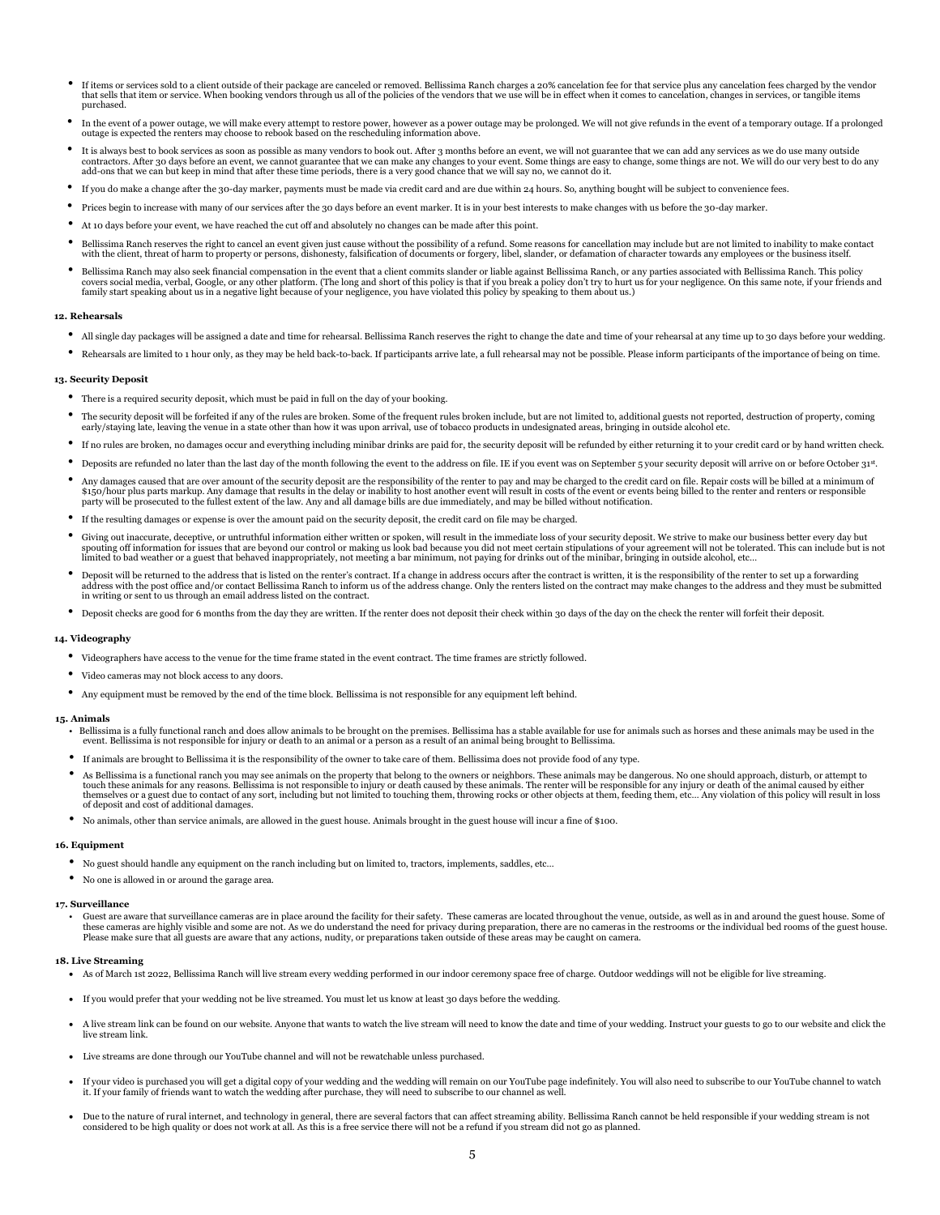- If items or services sold to a client outside of their package are canceled or removed. Bellissima Ranch charges a 20% cancelation fee for that service plus any cancelation fees charged by the vendor that sells that item or service. When booking vendors through us all of the policies of the vendors that we use will be in effect when it comes to cancelation, changes in services, or tangible items purchased.
- In the event of a power outage, we will make every attempt to restore power, however as a power outage may be prolonged. We will not give refunds in the event of a temporary outage. If a prolonged outage is expected the renters may choose to rebook based on the rescheduling information above.
- It is always best to book services as soon as possible as many vendors to book out. After 3 months before an event, we will not guarantee that we can add any services as we do use many outside contractors. After 30 days before an event, we cannot guarantee that we can make any changes to your event. Some things are easy to change, some things are not. We will do our very best to do any add-ons that we can but keep in mind that after these time periods, there is a very good chance that we will say no, we cannot do it.
- If you do make a change after the 30-day marker, payments must be made via credit card and are due within 24 hours. So, anything bought will be subject to convenience fees.
- Prices begin to increase with many of our services after the 30 days before an event marker. It is in your best interests to make changes with us before the 30-day marker.
- At 10 days before your event, we have reached the cut off and absolutely no changes can be made after this point.
- Bellissima Ranch reserves the right to cancel an event given just cause without the possibility of a refund. Some reasons for cancellation may include but are not limited to inability to make contact with the client, threat of harm to property or persons, dishonesty, falsification of documents or forgery, libel, slander, or defamation of character towards any employees or the business itself.
- Bellissima Ranch may also seek financial compensation in the event that a client commits slander or liable against Bellissima Ranch, or any parties associated with Bellissima Ranch. This policy covers social media, verbal, Google, or any other platform. (The long and short of this policy is that if you break a policy don't try to hurt us for your negligence. On this same note, if your friends and family start speaking about us in a negative light because of your negligence, you have violated this policy by speaking to them about us.)

**12. Rehearsals**

- All single day packages will be assigned a date and time for rehearsal. Bellissima Ranch reserves the right to change the date and time of your rehearsal at any time up to 30 days before your wedding.
- Rehearsals are limited to 1 hour only, as they may be held back-to-back. If participants arrive late, a full rehearsal may not be possible. Please inform participants of the importance of being on time.

**13. Security Deposit**

- There is a required security deposit, which must be paid in full on the day of your booking.
- The security deposit will be forfeited if any of the rules are broken. Some of the frequent rules broken include, but are not limited to, additional guests not reported, destruction of property, coming early/staying late, leaving the venue in a state other than how it was upon arrival, use of tobacco products in undesignated areas, bringing in outside alcohol etc.
- If no rules are broken, no damages occur and everything including minibar drinks are paid for, the security deposit will be refunded by either returning it to your credit card or by hand written check.
- Deposits are refunded no later than the last day of the month following the event to the address on file. IE if you event was on September 5 your security deposit will arrive on or before October 31st.
- Any damages caused that are over amount of the security deposit are the responsibility of the renter to pay and may be charged to the credit card on file. Repair costs will be billed at a minimum of $150/hour plus parts markup. Any damage that results in the delay or inability to host another event will result in costs of the event or events being billed to the renter and renters or responsible party will be prosecuted to the fullest extent of the law. Any and all damage bills are due immediately, and may be billed without notification.
- If the resulting damages or expense is over the amount paid on the security deposit, the credit card on file may be charged.
- Giving out inaccurate, deceptive, or untruthful information either written or spoken, will result in the immediate loss of your security deposit. We strive to make our business better every day but spouting off information for issues that are beyond our control or making us look bad because you did not meet certain stipulations of your agreement will not be tolerated. This can include but is not limited to bad weather or a guest that behaved inappropriately, not meeting a bar minimum, not paying for drinks out of the minibar, bringing in outside alcohol, etc…
- Deposit will be returned to the address that is listed on the renter's contract. If a change in address occurs after the contract is written, it is the responsibility of the renter to set up a forwarding address with the post office and/or contact Bellissima Ranch to inform us of the address change. Only the renters listed on the contract may make changes to the address and they must be submitted in writing or sent to us through an email address listed on the contract.
- Deposit checks are good for 6 months from the day they are written. If the renter does not deposit their check within 30 days of the day on the check the renter will forfeit their deposit.

**14. Videography**

- Videographers have access to the venue for the time frame stated in the event contract. The time frames are strictly followed.
- Video cameras may not block access to any doors.
- Any equipment must be removed by the end of the time block. Bellissima is not responsible for any equipment left behind.

**15. Animals**

- Bellissima is a fully functional ranch and does allow animals to be brought on the premises. Bellissima has a stable available for use for animals such as horses and these animals may be used in the event. Bellissima is not responsible for injury or death to an animal or a person as a result of an animal being brought to Bellissima.
- If animals are brought to Bellissima it is the responsibility of the owner to take care of them. Bellissima does not provide food of any type.
- As Bellissima is a functional ranch you may see animals on the property that belong to the owners or neighbors. These animals may be dangerous. No one should approach, disturb, or attempt to touch these animals for any reasons. Bellissima is not responsible to injury or death caused by these animals. The renter will be responsible for any injury or death of the animal caused by either themselves or a guest due to contact of any sort, including but not limited to touching them, throwing rocks or other objects at them, feeding them, etc… Any violation of this policy will result in loss of deposit and cost of additional damages.
- No animals, other than service animals, are allowed in the guest house. Animals brought in the guest house will incur a fine of $100.

**16. Equipment**

- No guest should handle any equipment on the ranch including but on limited to, tractors, implements, saddles, etc…
- No one is allowed in or around the garage area.

**17. Surveillance**

- Guest are aware that surveillance cameras are in place around the facility for their safety. These cameras are located throughout the venue, outside, as well as in and around the guest house. Some of these cameras are highly visible and some are not. As we do understand the need for privacy during preparation, there are no cameras in the restrooms or the individual bed rooms of the guest house. Please make sure that all guests are aware that any actions, nudity, or preparations taken outside of these areas may be caught on camera.

**18. Live Streaming**

- As of March 1st 2022, Bellissima Ranch will live stream every wedding performed in our indoor ceremony space free of charge. Outdoor weddings will not be eligible for live streaming.
- If you would prefer that your wedding not be live streamed. You must let us know at least 30 days before the wedding.
- A live stream link can be found on our website. Anyone that wants to watch the live stream will need to know the date and time of your wedding. Instruct your guests to go to our website and click the live stream link.
- Live streams are done through our YouTube channel and will not be rewatchable unless purchased.
- If your video is purchased you will get a digital copy of your wedding and the wedding will remain on our YouTube page indefinitely. You will also need to subscribe to our YouTube channel to watch it. If your family of friends want to watch the wedding after purchase, they will need to subscribe to our channel as well.
- Due to the nature of rural internet, and technology in general, there are several factors that can affect streaming ability. Bellissima Ranch cannot be held responsible if your wedding stream is not considered to be high quality or does not work at all. As this is a free service there will not be a refund if you stream did not go as planned.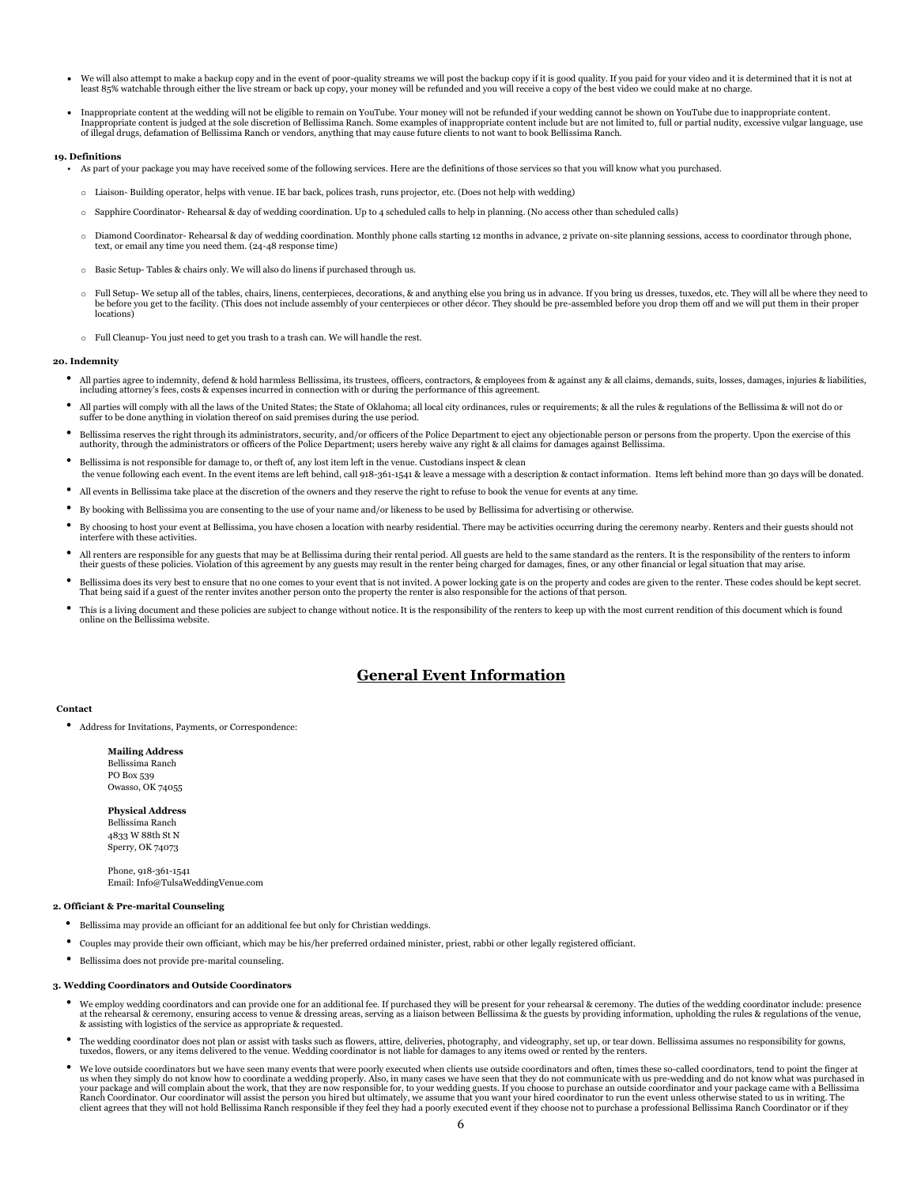- We will also attempt to make a backup copy and in the event of poor-quality streams we will post the backup copy if it is good quality. If you paid for your video and it is determined that it is not at least 85% watchable through either the live stream or back up copy, your money will be refunded and you will receive a copy of the best video we could make at no charge.

- Inappropriate content at the wedding will not be eligible to remain on YouTube. Your money will not be refunded if your wedding cannot be shown on YouTube due to inappropriate content. Inappropriate content is judged at the sole discretion of Bellissima Ranch. Some examples of inappropriate content include but are not limited to, full or partial nudity, excessive vulgar language, use of illegal drugs, defamation of Bellissima Ranch or vendors, anything that may cause future clients to not want to book Bellissima Ranch.

**19. Definitions**

- As part of your package you may have received some of the following services. Here are the definitions of those services so that you will know what you purchased.
  - Liaison- Building operator, helps with venue. IE bar back, polices trash, runs projector, etc. (Does not help with wedding)
  - Sapphire Coordinator- Rehearsal & day of wedding coordination. Up to 4 scheduled calls to help in planning. (No access other than scheduled calls)
  - Diamond Coordinator- Rehearsal & day of wedding coordination. Monthly phone calls starting 12 months in advance, 2 private on-site planning sessions, access to coordinator through phone, text, or email any time you need them. (24-48 response time)
  - Basic Setup- Tables & chairs only. We will also do linens if purchased through us.
  - Full Setup- We setup all of the tables, chairs, linens, centerpieces, decorations, & and anything else you bring us in advance. If you bring us dresses, tuxedos, etc. They will all be where they need to be before you get to the facility. (This does not include assembly of your centerpieces or other décor. They should be pre-assembled before you drop them off and we will put them in their proper locations)
  - Full Cleanup- You just need to get you trash to a trash can. We will handle the rest.

**20. Indemnity**

- All parties agree to indemnity, defend & hold harmless Bellissima, its trustees, officers, contractors, & employees from & against any & all claims, demands, suits, losses, damages, injuries & liabilities, including attorney's fees, costs & expenses incurred in connection with or during the performance of this agreement.
- All parties will comply with all the laws of the United States; the State of Oklahoma; all local city ordinances, rules or requirements; & all the rules & regulations of the Bellissima & will not do or suffer to be done anything in violation thereof on said premises during the use period.
- Bellissima reserves the right through its administrators, security, and/or officers of the Police Department to eject any objectionable person or persons from the property. Upon the exercise of this authority, through the administrators or officers of the Police Department; users hereby waive any right & all claims for damages against Bellissima.
- Bellissima is not responsible for damage to, or theft of, any lost item left in the venue. Custodians inspect & clean the venue following each event. In the event items are left behind, call 918-361-1541 & leave a message with a description & contact information. Items left behind more than 30 days will be donated.
- All events in Bellissima take place at the discretion of the owners and they reserve the right to refuse to book the venue for events at any time.
- By booking with Bellissima you are consenting to the use of your name and/or likeness to be used by Bellissima for advertising or otherwise.
- By choosing to host your event at Bellissima, you have chosen a location with nearby residential. There may be activities occurring during the ceremony nearby. Renters and their guests should not interfere with these activities.
- All renters are responsible for any guests that may be at Bellissima during their rental period. All guests are held to the same standard as the renters. It is the responsibility of the renters to inform their guests of these policies. Violation of this agreement by any guests may result in the renter being charged for damages, fines, or any other financial or legal situation that may arise.
- Bellissima does its very best to ensure that no one comes to your event that is not invited. A power locking gate is on the property and codes are given to the renter. These codes should be kept secret. That being said if a guest of the renter invites another person onto the property the renter is also responsible for the actions of that person.
- This is a living document and these policies are subject to change without notice. It is the responsibility of the renters to keep up with the most current rendition of this document which is found online on the Bellissima website.

## General Event Information

**Contact**

- Address for Invitations, Payments, or Correspondence:

  **Mailing Address**
  Bellissima Ranch
  PO Box 539
  Owasso, OK 74055

  **Physical Address**
  Bellissima Ranch
  4833 W 88th St N
  Sperry, OK 74073

  Phone, 918-361-1541
  Email: Info@TulsaWeddingVenue.com

**2. Officiant & Pre-marital Counseling**

- Bellissima may provide an officiant for an additional fee but only for Christian weddings.
- Couples may provide their own officiant, which may be his/her preferred ordained minister, priest, rabbi or other legally registered officiant.
- Bellissima does not provide pre-marital counseling.

**3. Wedding Coordinators and Outside Coordinators**

- We employ wedding coordinators and can provide one for an additional fee. If purchased they will be present for your rehearsal & ceremony. The duties of the wedding coordinator include: presence at the rehearsal & ceremony, ensuring access to venue & dressing areas, serving as a liaison between Bellissima & the guests by providing information, upholding the rules & regulations of the venue, & assisting with logistics of the service as appropriate & requested.
- The wedding coordinator does not plan or assist with tasks such as flowers, attire, deliveries, photography, and videography, set up, or tear down. Bellissima assumes no responsibility for gowns, tuxedos, flowers, or any items delivered to the venue. Wedding coordinator is not liable for damages to any items owed or rented by the renters.
- We love outside coordinators but we have seen many events that were poorly executed when clients use outside coordinators and often, times these so-called coordinators, tend to point the finger at us when they simply do not know how to coordinate a wedding properly. Also, in many cases we have seen that they do not communicate with us pre-wedding and do not know what was purchased in your package and will complain about the work, that they are now responsible for, to your wedding guests. If you choose to purchase an outside coordinator and your package came with a Bellissima Ranch Coordinator. Our coordinator will assist the person you hired but ultimately, we assume that you want your hired coordinator to run the event unless otherwise stated to us in writing. The client agrees that they will not hold Bellissima Ranch responsible if they feel they had a poorly executed event if they choose not to purchase a professional Bellissima Ranch Coordinator or if they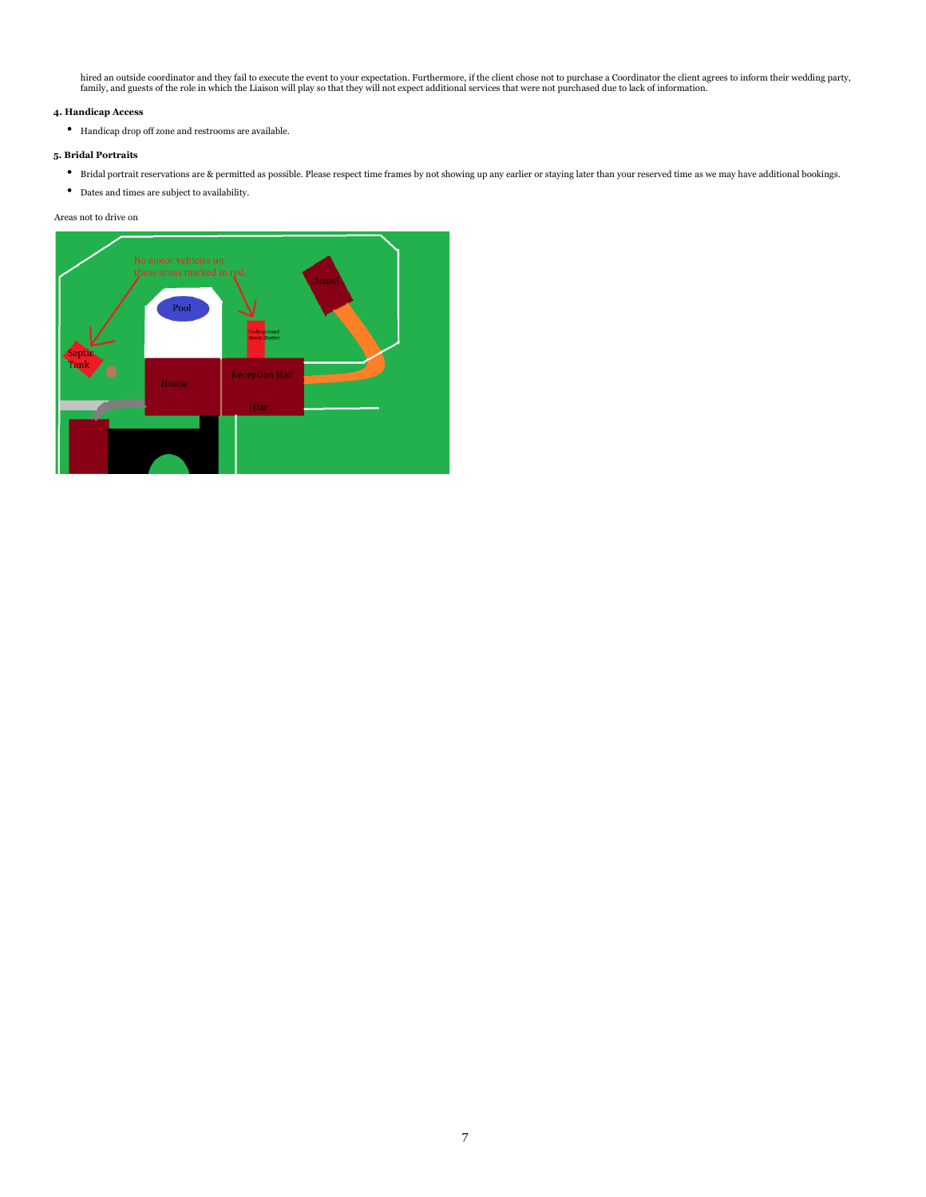hired an outside coordinator and they fail to execute the event to your expectation. Furthermore, if the client chose not to purchase a Coordinator the client agrees to inform their wedding party, family, and guests of the role in which the Liaison will play so that they will not expect additional services that were not purchased due to lack of information.

**4. Handicap Access**

- Handicap drop off zone and restrooms are available.

**5. Bridal Portraits**

- Bridal portrait reservations are & permitted as possible. Please respect time frames by not showing up any earlier or staying later than your reserved time as we may have additional bookings.
- Dates and times are subject to availability.

Areas not to drive on

No motor vehicles on these areas marked in red.

Pool

Chapel

Underground Storm Shelter

Septic Tank

House

Reception Hall

Bar